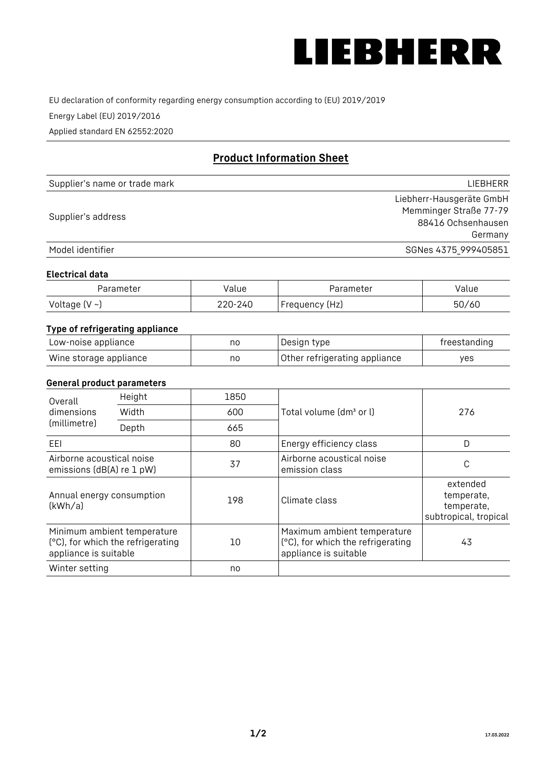LIEBHERR

EU declaration of conformity regarding energy consumption according to (EU) 2019/2019

Energy Label (EU) 2019/2016

Applied standard EN 62552:2020

## Product Information Sheet

| | |
|---|---|
| Supplier's name or trade mark | LIEBHERR |
| Supplier's address | Liebherr-Hausgeräte GmbH<br>Memminger Straße 77-79<br>88416 Ochsenhausen<br>Germany |
| Model identifier | SGNes 4375_999405851 |

### Electrical data

| Parameter | Value | Parameter | Value |
|---|---|---|---|
| Voltage (V ~) | 220-240 | Frequency (Hz) | 50/60 |

### Type of refrigerating appliance

| | | | |
|---|---|---|---|
| Low-noise appliance | no | Design type | freestanding |
| Wine storage appliance | no | Other refrigerating appliance | yes |

### General product parameters

| | | | | |
|---|---|---|---|---|
| Overall dimensions (millimetre) | Height | 1850 | Total volume (dm³ or l) | 276 |
| | Width | 600 | | |
| | Depth | 665 | | |
| EEI | | 80 | Energy efficiency class | D |
| Airborne acoustical noise emissions (dB(A) re 1 pW) | | 37 | Airborne acoustical noise emission class | C |
| Annual energy consumption (kWh/a) | | 198 | Climate class | extended temperate, temperate, subtropical, tropical |
| Minimum ambient temperature (°C), for which the refrigerating appliance is suitable | | 10 | Maximum ambient temperature (°C), for which the refrigerating appliance is suitable | 43 |
| Winter setting | | no | | |

17.03.2022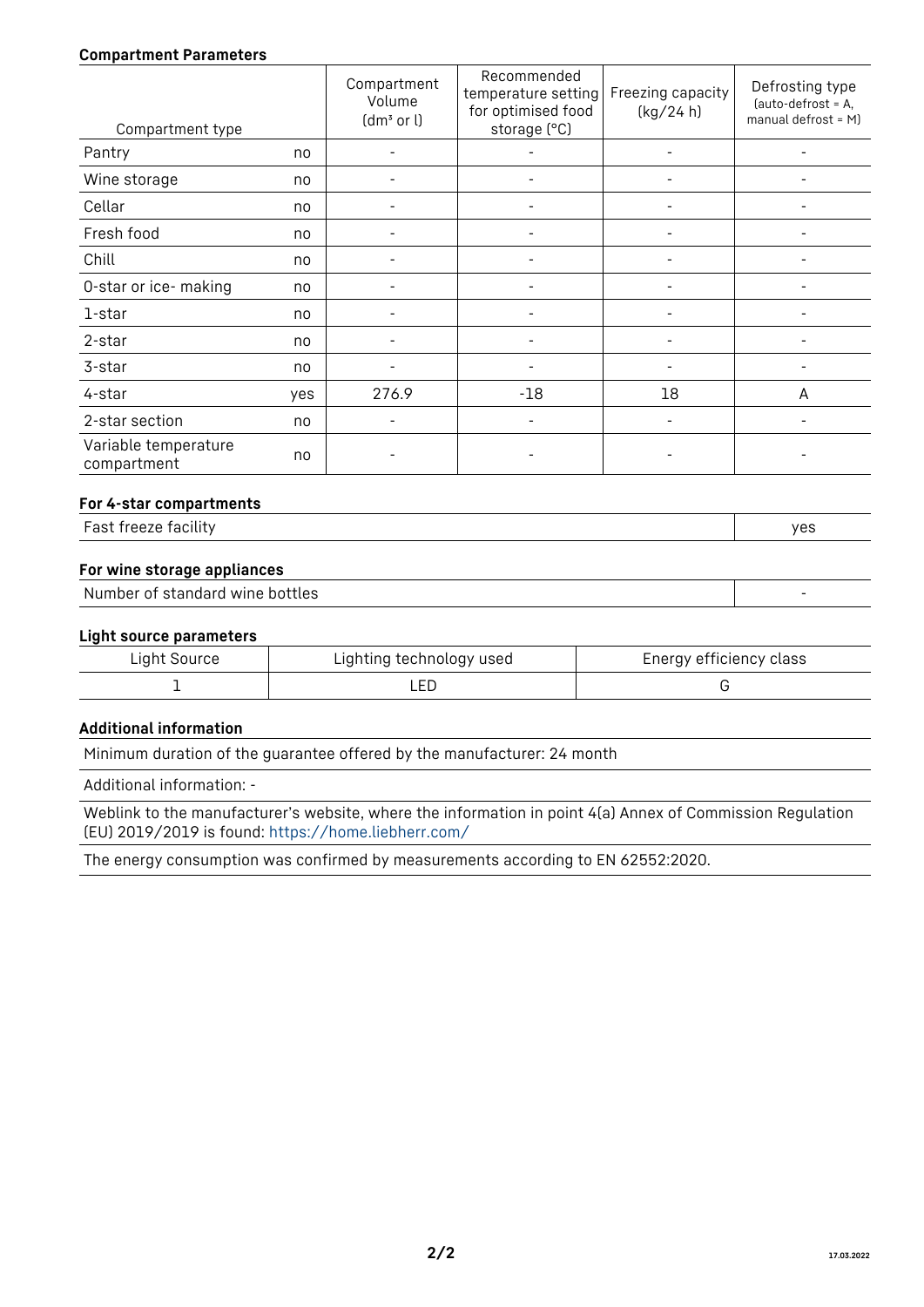**Compartment Parameters**

| Compartment type | | Compartment Volume (dm³ or l) | Recommended temperature setting for optimised food storage (°C) | Freezing capacity (kg/24 h) | Defrosting type (auto-defrost = A, manual defrost = M) |
|---|---|---|---|---|---|
| Pantry | no | - | - | - | - |
| Wine storage | no | - | - | - | - |
| Cellar | no | - | - | - | - |
| Fresh food | no | - | - | - | - |
| Chill | no | - | - | - | - |
| 0-star or ice- making | no | - | - | - | - |
| 1-star | no | - | - | - | - |
| 2-star | no | - | - | - | - |
| 3-star | no | - | - | - | - |
| 4-star | yes | 276.9 | -18 | 18 | A |
| 2-star section | no | - | - | - | - |
| Variable temperature compartment | no | - | - | - | - |

**For 4-star compartments**

| | |
|---|---|
| Fast freeze facility | yes |

**For wine storage appliances**

| | |
|---|---|
| Number of standard wine bottles | - |

**Light source parameters**

| Light Source | Lighting technology used | Energy efficiency class |
|---|---|---|
| 1 | LED | G |

**Additional information**

Minimum duration of the guarantee offered by the manufacturer: 24 month

Additional information: -

Weblink to the manufacturer's website, where the information in point 4(a) Annex of Commission Regulation (EU) 2019/2019 is found: https://home.liebherr.com/

The energy consumption was confirmed by measurements according to EN 62552:2020.

17.03.2022